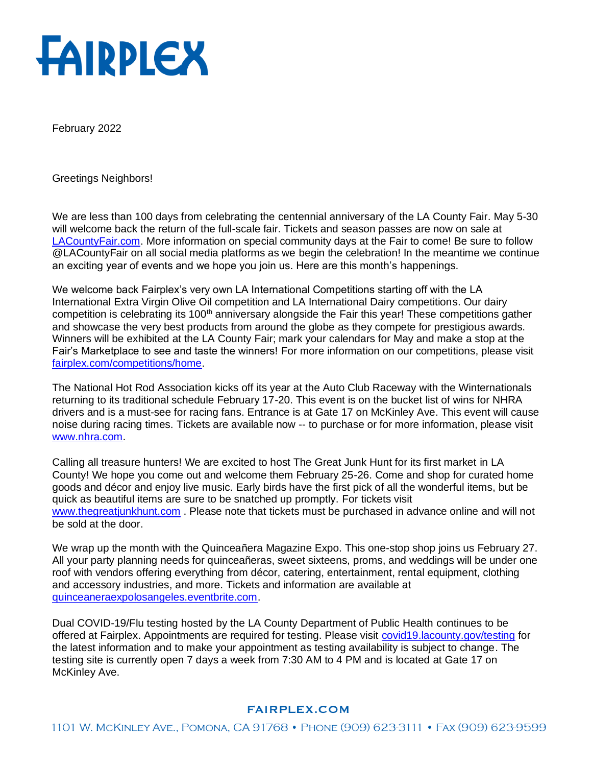# FAIRPLEX

February 2022

Greetings Neighbors!

We are less than 100 days from celebrating the centennial anniversary of the LA County Fair. May 5-30 will welcome back the return of the full-scale fair. Tickets and season passes are now on sale at LACountyFair.com. More information on special community days at the Fair to come! Be sure to follow @LACountyFair on all social media platforms as we begin the celebration! In the meantime we continue an exciting year of events and we hope you join us. Here are this month's happenings.

We welcome back Fairplex's very own LA International Competitions starting off with the LA International Extra Virgin Olive Oil competition and LA International Dairy competitions. Our dairy competition is celebrating its 100th anniversary alongside the Fair this year! These competitions gather and showcase the very best products from around the globe as they compete for prestigious awards. Winners will be exhibited at the LA County Fair; mark your calendars for May and make a stop at the Fair's Marketplace to see and taste the winners! For more information on our competitions, please visit fairplex.com/competitions/home.

The National Hot Rod Association kicks off its year at the Auto Club Raceway with the Winternationals returning to its traditional schedule February 17-20. This event is on the bucket list of wins for NHRA drivers and is a must-see for racing fans. Entrance is at Gate 17 on McKinley Ave. This event will cause noise during racing times. Tickets are available now -- to purchase or for more information, please visit www.nhra.com.

Calling all treasure hunters! We are excited to host The Great Junk Hunt for its first market in LA County! We hope you come out and welcome them February 25-26. Come and shop for curated home goods and décor and enjoy live music. Early birds have the first pick of all the wonderful items, but be quick as beautiful items are sure to be snatched up promptly. For tickets visit www.thegreatjunkhunt.com . Please note that tickets must be purchased in advance online and will not be sold at the door.

We wrap up the month with the Quinceañera Magazine Expo. This one-stop shop joins us February 27. All your party planning needs for quinceañeras, sweet sixteens, proms, and weddings will be under one roof with vendors offering everything from décor, catering, entertainment, rental equipment, clothing and accessory industries, and more. Tickets and information are available at quinceaneraexpolosangeles.eventbrite.com.

Dual COVID-19/Flu testing hosted by the LA County Department of Public Health continues to be offered at Fairplex. Appointments are required for testing. Please visit covid19.lacounty.gov/testing for the latest information and to make your appointment as testing availability is subject to change. The testing site is currently open 7 days a week from 7:30 AM to 4 PM and is located at Gate 17 on McKinley Ave.

FAIRPLEX.COM

1101 W. McKinley Ave., Pomona, CA 91768 • Phone (909) 623-3111 • Fax (909) 623-9599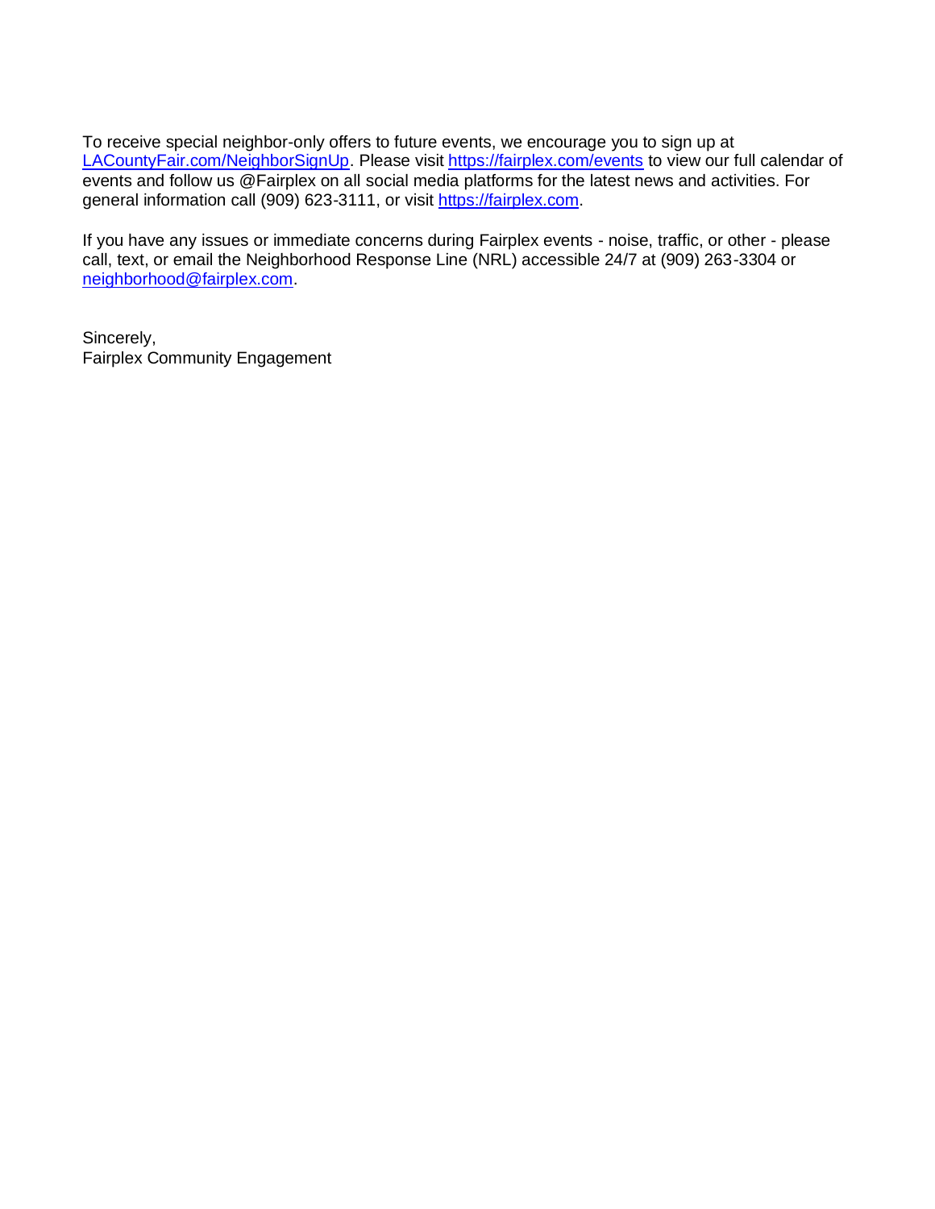To receive special neighbor-only offers to future events, we encourage you to sign up at LACountyFair.com/NeighborSignUp. Please visit https://fairplex.com/events to view our full calendar of events and follow us @Fairplex on all social media platforms for the latest news and activities. For general information call (909) 623-3111, or visit https://fairplex.com.

If you have any issues or immediate concerns during Fairplex events - noise, traffic, or other - please call, text, or email the Neighborhood Response Line (NRL) accessible 24/7 at (909) 263-3304 or neighborhood@fairplex.com.

Sincerely,
Fairplex Community Engagement